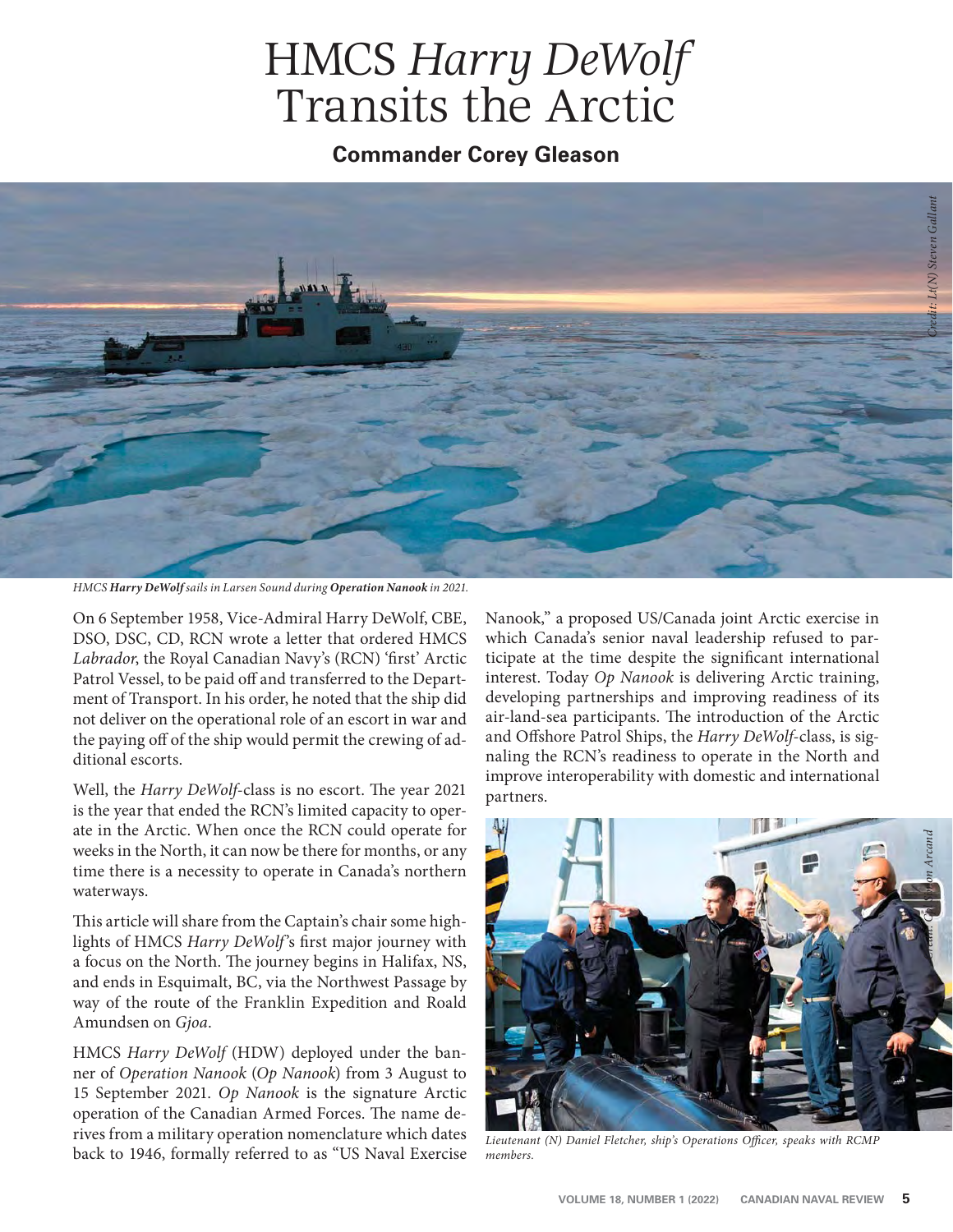# HMCS *Harry DeWolf* Transits the Arctic

**Commander Corey Gleason**

*HMCS **Harry DeWolf** sails in Larsen Sound during **Operation Nanook** in 2021.*

On 6 September 1958, Vice-Admiral Harry DeWolf, CBE, DSO, DSC, CD, RCN wrote a letter that ordered HMCS *Labrador*, the Royal Canadian Navy's (RCN) 'first' Arctic Patrol Vessel, to be paid off and transferred to the Department of Transport. In his order, he noted that the ship did not deliver on the operational role of an escort in war and the paying off of the ship would permit the crewing of additional escorts.

Well, the *Harry DeWolf*-class is no escort. The year 2021 is the year that ended the RCN's limited capacity to operate in the Arctic. When once the RCN could operate for weeks in the North, it can now be there for months, or any time there is a necessity to operate in Canada's northern waterways.

This article will share from the Captain's chair some highlights of HMCS *Harry DeWolf*'s first major journey with a focus on the North. The journey begins in Halifax, NS, and ends in Esquimalt, BC, via the Northwest Passage by way of the route of the Franklin Expedition and Roald Amundsen on *Gjoa*.

HMCS *Harry DeWolf* (HDW) deployed under the banner of *Operation Nanook* (*Op Nanook*) from 3 August to 15 September 2021. *Op Nanook* is the signature Arctic operation of the Canadian Armed Forces. The name derives from a military operation nomenclature which dates back to 1946, formally referred to as "US Naval Exercise Nanook," a proposed US/Canada joint Arctic exercise in which Canada's senior naval leadership refused to participate at the time despite the significant international interest. Today *Op Nanook* is delivering Arctic training, developing partnerships and improving readiness of its air-land-sea participants. The introduction of the Arctic and Offshore Patrol Ships, the *Harry DeWolf*-class, is signaling the RCN's readiness to operate in the North and improve interoperability with domestic and international partners.

*Lieutenant (N) Daniel Fletcher, ship's Operations Officer, speaks with RCMP members.*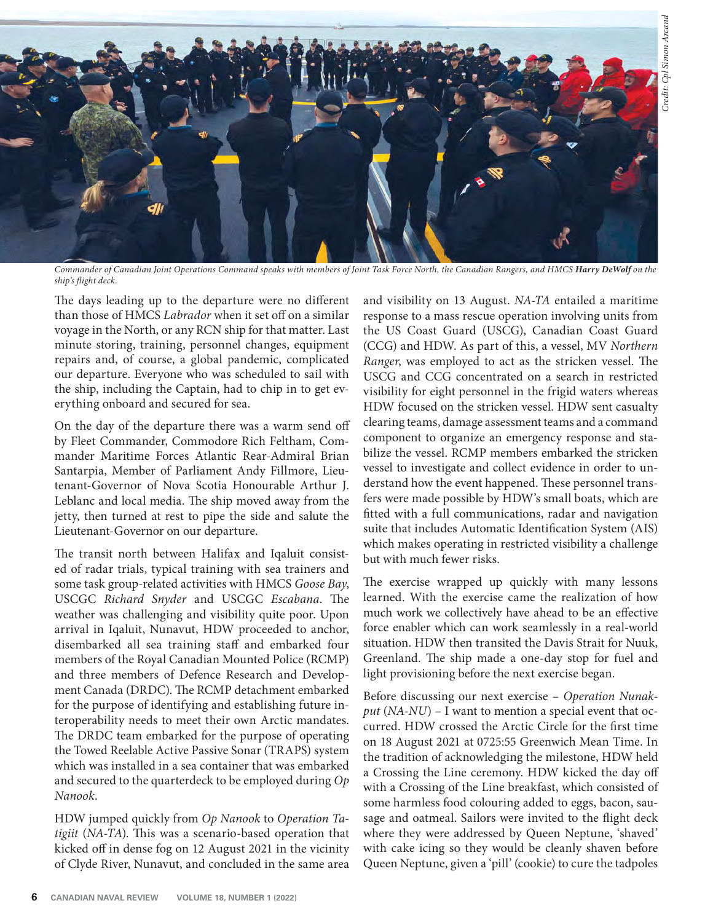*Commander of Canadian Joint Operations Command speaks with members of Joint Task Force North, the Canadian Rangers, and HMCS* ***Harry DeWolf*** *on the ship's flight deck.*

*Credit: Cpl Simon Arcand*

The days leading up to the departure were no different than those of HMCS *Labrador* when it set off on a similar voyage in the North, or any RCN ship for that matter. Last minute storing, training, personnel changes, equipment repairs and, of course, a global pandemic, complicated our departure. Everyone who was scheduled to sail with the ship, including the Captain, had to chip in to get everything onboard and secured for sea.

On the day of the departure there was a warm send off by Fleet Commander, Commodore Rich Feltham, Commander Maritime Forces Atlantic Rear-Admiral Brian Santarpia, Member of Parliament Andy Fillmore, Lieutenant-Governor of Nova Scotia Honourable Arthur J. Leblanc and local media. The ship moved away from the jetty, then turned at rest to pipe the side and salute the Lieutenant-Governor on our departure.

The transit north between Halifax and Iqaluit consisted of radar trials, typical training with sea trainers and some task group-related activities with HMCS *Goose Bay*, USCGC *Richard Snyder* and USCGC *Escabana*. The weather was challenging and visibility quite poor. Upon arrival in Iqaluit, Nunavut, HDW proceeded to anchor, disembarked all sea training staff and embarked four members of the Royal Canadian Mounted Police (RCMP) and three members of Defence Research and Development Canada (DRDC). The RCMP detachment embarked for the purpose of identifying and establishing future interoperability needs to meet their own Arctic mandates. The DRDC team embarked for the purpose of operating the Towed Reelable Active Passive Sonar (TRAPS) system which was installed in a sea container that was embarked and secured to the quarterdeck to be employed during *Op Nanook*.

HDW jumped quickly from *Op Nanook* to *Operation Tatigiit* (*NA-TA*). This was a scenario-based operation that kicked off in dense fog on 12 August 2021 in the vicinity of Clyde River, Nunavut, and concluded in the same area and visibility on 13 August. *NA-TA* entailed a maritime response to a mass rescue operation involving units from the US Coast Guard (USCG), Canadian Coast Guard (CCG) and HDW. As part of this, a vessel, MV *Northern Ranger*, was employed to act as the stricken vessel. The USCG and CCG concentrated on a search in restricted visibility for eight personnel in the frigid waters whereas HDW focused on the stricken vessel. HDW sent casualty clearing teams, damage assessment teams and a command component to organize an emergency response and stabilize the vessel. RCMP members embarked the stricken vessel to investigate and collect evidence in order to understand how the event happened. These personnel transfers were made possible by HDW's small boats, which are fitted with a full communications, radar and navigation suite that includes Automatic Identification System (AIS) which makes operating in restricted visibility a challenge but with much fewer risks.

The exercise wrapped up quickly with many lessons learned. With the exercise came the realization of how much work we collectively have ahead to be an effective force enabler which can work seamlessly in a real-world situation. HDW then transited the Davis Strait for Nuuk, Greenland. The ship made a one-day stop for fuel and light provisioning before the next exercise began.

Before discussing our next exercise – *Operation Nunakput* (*NA-NU*) – I want to mention a special event that occurred. HDW crossed the Arctic Circle for the first time on 18 August 2021 at 0725:55 Greenwich Mean Time. In the tradition of acknowledging the milestone, HDW held a Crossing the Line ceremony. HDW kicked the day off with a Crossing of the Line breakfast, which consisted of some harmless food colouring added to eggs, bacon, sausage and oatmeal. Sailors were invited to the flight deck where they were addressed by Queen Neptune, 'shaved' with cake icing so they would be cleanly shaven before Queen Neptune, given a 'pill' (cookie) to cure the tadpoles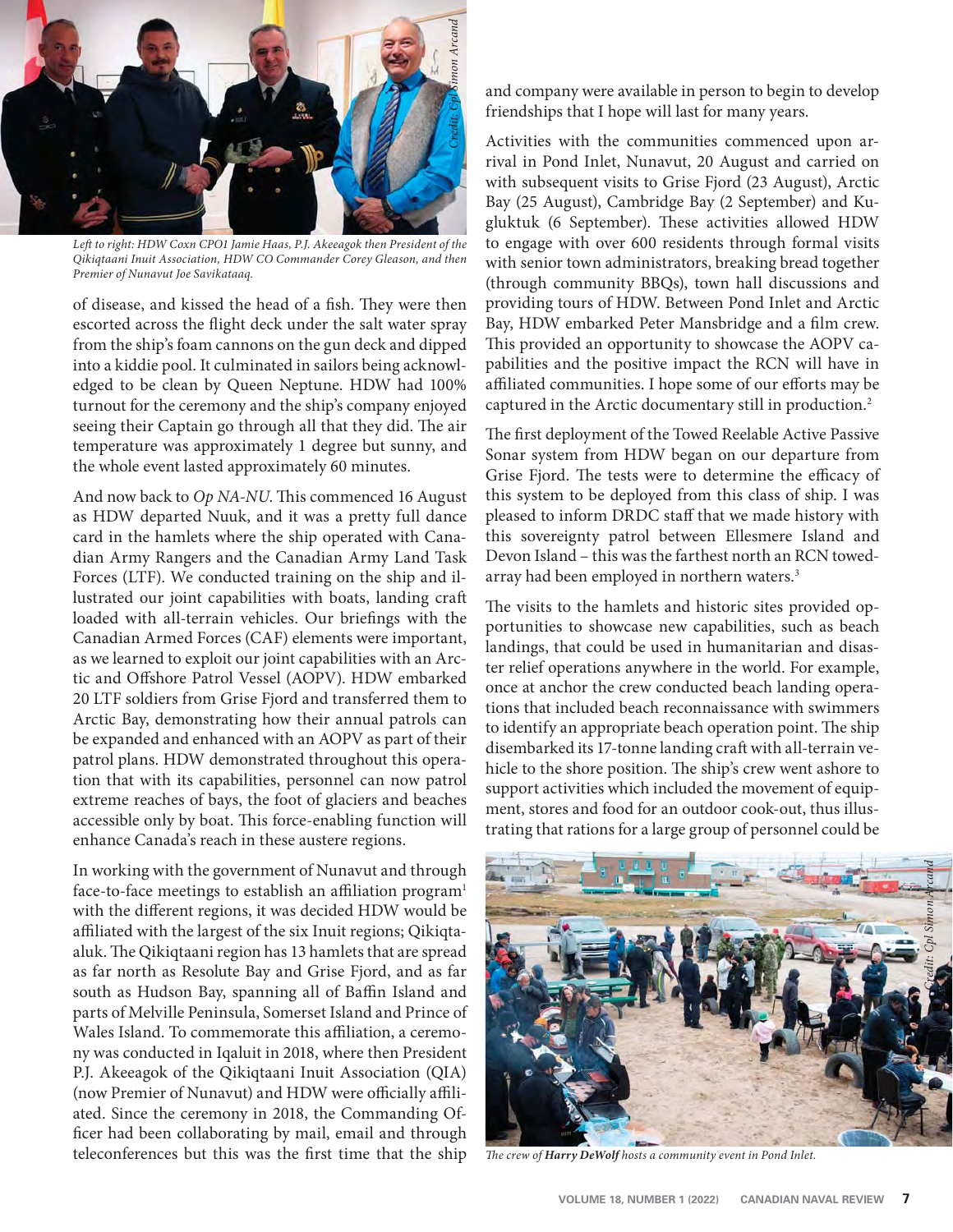Left to right: HDW Coxn CPO1 Jamie Haas, P.J. Akeeagok then President of the Qikiqtaani Inuit Association, HDW CO Commander Corey Gleason, and then Premier of Nunavut Joe Savikataaq.

of disease, and kissed the head of a fish. They were then escorted across the flight deck under the salt water spray from the ship's foam cannons on the gun deck and dipped into a kiddie pool. It culminated in sailors being acknowledged to be clean by Queen Neptune. HDW had 100% turnout for the ceremony and the ship's company enjoyed seeing their Captain go through all that they did. The air temperature was approximately 1 degree but sunny, and the whole event lasted approximately 60 minutes.

And now back to *Op NA-NU*. This commenced 16 August as HDW departed Nuuk, and it was a pretty full dance card in the hamlets where the ship operated with Canadian Army Rangers and the Canadian Army Land Task Forces (LTF). We conducted training on the ship and illustrated our joint capabilities with boats, landing craft loaded with all-terrain vehicles. Our briefings with the Canadian Armed Forces (CAF) elements were important, as we learned to exploit our joint capabilities with an Arctic and Offshore Patrol Vessel (AOPV). HDW embarked 20 LTF soldiers from Grise Fjord and transferred them to Arctic Bay, demonstrating how their annual patrols can be expanded and enhanced with an AOPV as part of their patrol plans. HDW demonstrated throughout this operation that with its capabilities, personnel can now patrol extreme reaches of bays, the foot of glaciers and beaches accessible only by boat. This force-enabling function will enhance Canada's reach in these austere regions.

In working with the government of Nunavut and through face-to-face meetings to establish an affiliation program[1] with the different regions, it was decided HDW would be affiliated with the largest of the six Inuit regions; Qikiqtaaluk. The Qikiqtaani region has 13 hamlets that are spread as far north as Resolute Bay and Grise Fjord, and as far south as Hudson Bay, spanning all of Baffin Island and parts of Melville Peninsula, Somerset Island and Prince of Wales Island. To commemorate this affiliation, a ceremony was conducted in Iqaluit in 2018, where then President P.J. Akeeagok of the Qikiqtaani Inuit Association (QIA) (now Premier of Nunavut) and HDW were officially affiliated. Since the ceremony in 2018, the Commanding Officer had been collaborating by mail, email and through teleconferences but this was the first time that the ship and company were available in person to begin to develop friendships that I hope will last for many years.

Activities with the communities commenced upon arrival in Pond Inlet, Nunavut, 20 August and carried on with subsequent visits to Grise Fjord (23 August), Arctic Bay (25 August), Cambridge Bay (2 September) and Kugluktuk (6 September). These activities allowed HDW to engage with over 600 residents through formal visits with senior town administrators, breaking bread together (through community BBQs), town hall discussions and providing tours of HDW. Between Pond Inlet and Arctic Bay, HDW embarked Peter Mansbridge and a film crew. This provided an opportunity to showcase the AOPV capabilities and the positive impact the RCN will have in affiliated communities. I hope some of our efforts may be captured in the Arctic documentary still in production.[2]

The first deployment of the Towed Reelable Active Passive Sonar system from HDW began on our departure from Grise Fjord. The tests were to determine the efficacy of this system to be deployed from this class of ship. I was pleased to inform DRDC staff that we made history with this sovereignty patrol between Ellesmere Island and Devon Island – this was the farthest north an RCN towed-array had been employed in northern waters.[3]

The visits to the hamlets and historic sites provided opportunities to showcase new capabilities, such as beach landings, that could be used in humanitarian and disaster relief operations anywhere in the world. For example, once at anchor the crew conducted beach landing operations that included beach reconnaissance with swimmers to identify an appropriate beach operation point. The ship disembarked its 17-tonne landing craft with all-terrain vehicle to the shore position. The ship's crew went ashore to support activities which included the movement of equipment, stores and food for an outdoor cook-out, thus illustrating that rations for a large group of personnel could be

*The crew of **Harry DeWolf** hosts a community event in Pond Inlet.*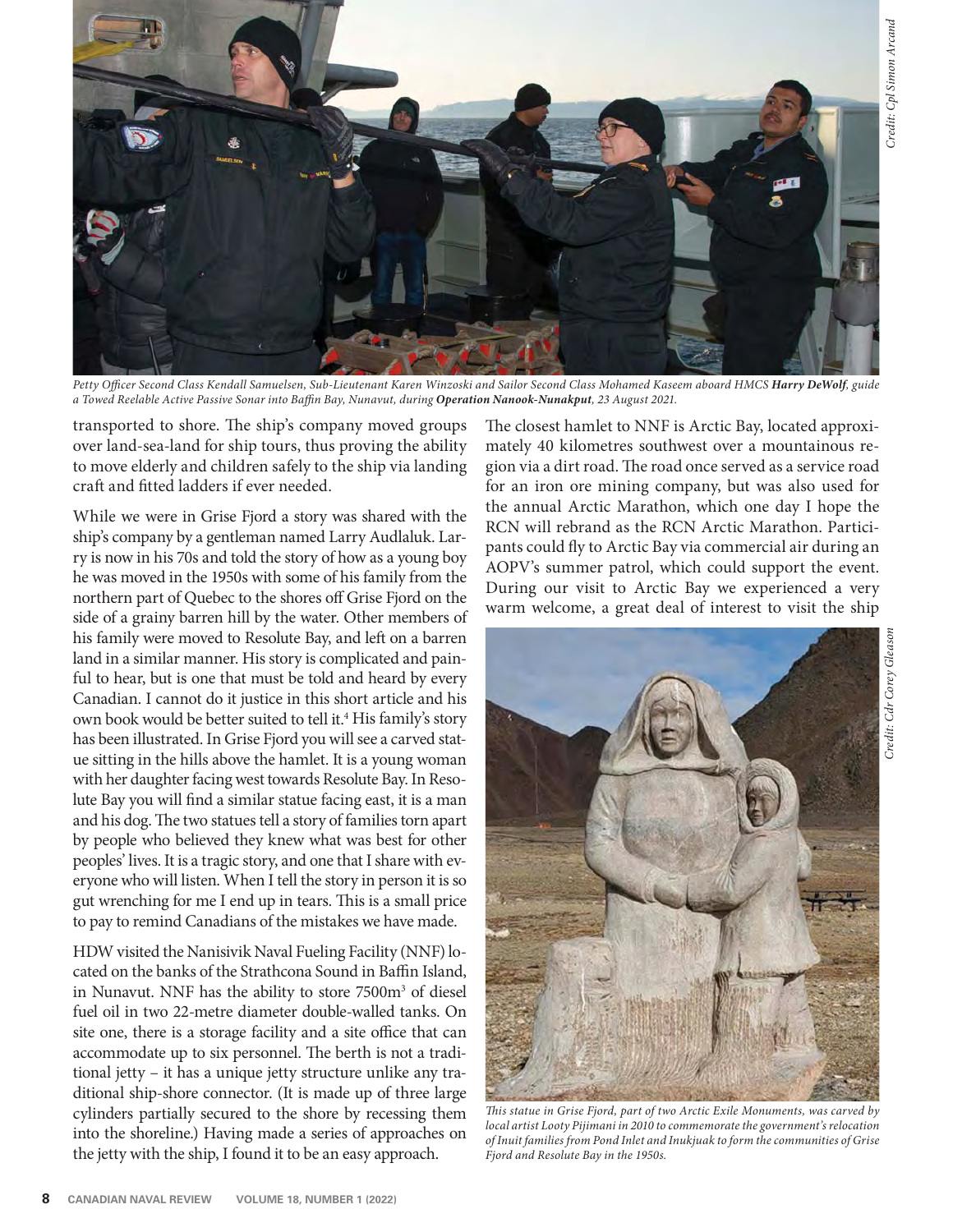Credit: Cpl Simon Arcand

*Petty Officer Second Class Kendall Samuelsen, Sub-Lieutenant Karen Winzoski and Sailor Second Class Mohamed Kaseem aboard HMCS **Harry DeWolf**, guide a Towed Reelable Active Passive Sonar into Baffin Bay, Nunavut, during **Operation Nanook-Nunakput**, 23 August 2021.*

transported to shore. The ship's company moved groups over land-sea-land for ship tours, thus proving the ability to move elderly and children safely to the ship via landing craft and fitted ladders if ever needed.

While we were in Grise Fjord a story was shared with the ship's company by a gentleman named Larry Audlaluk. Larry is now in his 70s and told the story of how as a young boy he was moved in the 1950s with some of his family from the northern part of Quebec to the shores off Grise Fjord on the side of a grainy barren hill by the water. Other members of his family were moved to Resolute Bay, and left on a barren land in a similar manner. His story is complicated and painful to hear, but is one that must be told and heard by every Canadian. I cannot do it justice in this short article and his own book would be better suited to tell it.[4] His family's story has been illustrated. In Grise Fjord you will see a carved statue sitting in the hills above the hamlet. It is a young woman with her daughter facing west towards Resolute Bay. In Resolute Bay you will find a similar statue facing east, it is a man and his dog. The two statues tell a story of families torn apart by people who believed they knew what was best for other peoples' lives. It is a tragic story, and one that I share with everyone who will listen. When I tell the story in person it is so gut wrenching for me I end up in tears. This is a small price to pay to remind Canadians of the mistakes we have made.

HDW visited the Nanisivik Naval Fueling Facility (NNF) located on the banks of the Strathcona Sound in Baffin Island, in Nunavut. NNF has the ability to store 7500m$^3$ of diesel fuel oil in two 22-metre diameter double-walled tanks. On site one, there is a storage facility and a site office that can accommodate up to six personnel. The berth is not a traditional jetty – it has a unique jetty structure unlike any traditional ship-shore connector. (It is made up of three large cylinders partially secured to the shore by recessing them into the shoreline.) Having made a series of approaches on the jetty with the ship, I found it to be an easy approach.

The closest hamlet to NNF is Arctic Bay, located approximately 40 kilometres southwest over a mountainous region via a dirt road. The road once served as a service road for an iron ore mining company, but was also used for the annual Arctic Marathon, which one day I hope the RCN will rebrand as the RCN Arctic Marathon. Participants could fly to Arctic Bay via commercial air during an AOPV's summer patrol, which could support the event. During our visit to Arctic Bay we experienced a very warm welcome, a great deal of interest to visit the ship

Credit: Cdr Corey Gleason

*This statue in Grise Fjord, part of two Arctic Exile Monuments, was carved by local artist Looty Pijimani in 2010 to commemorate the government's relocation of Inuit families from Pond Inlet and Inukjuak to form the communities of Grise Fjord and Resolute Bay in the 1950s.*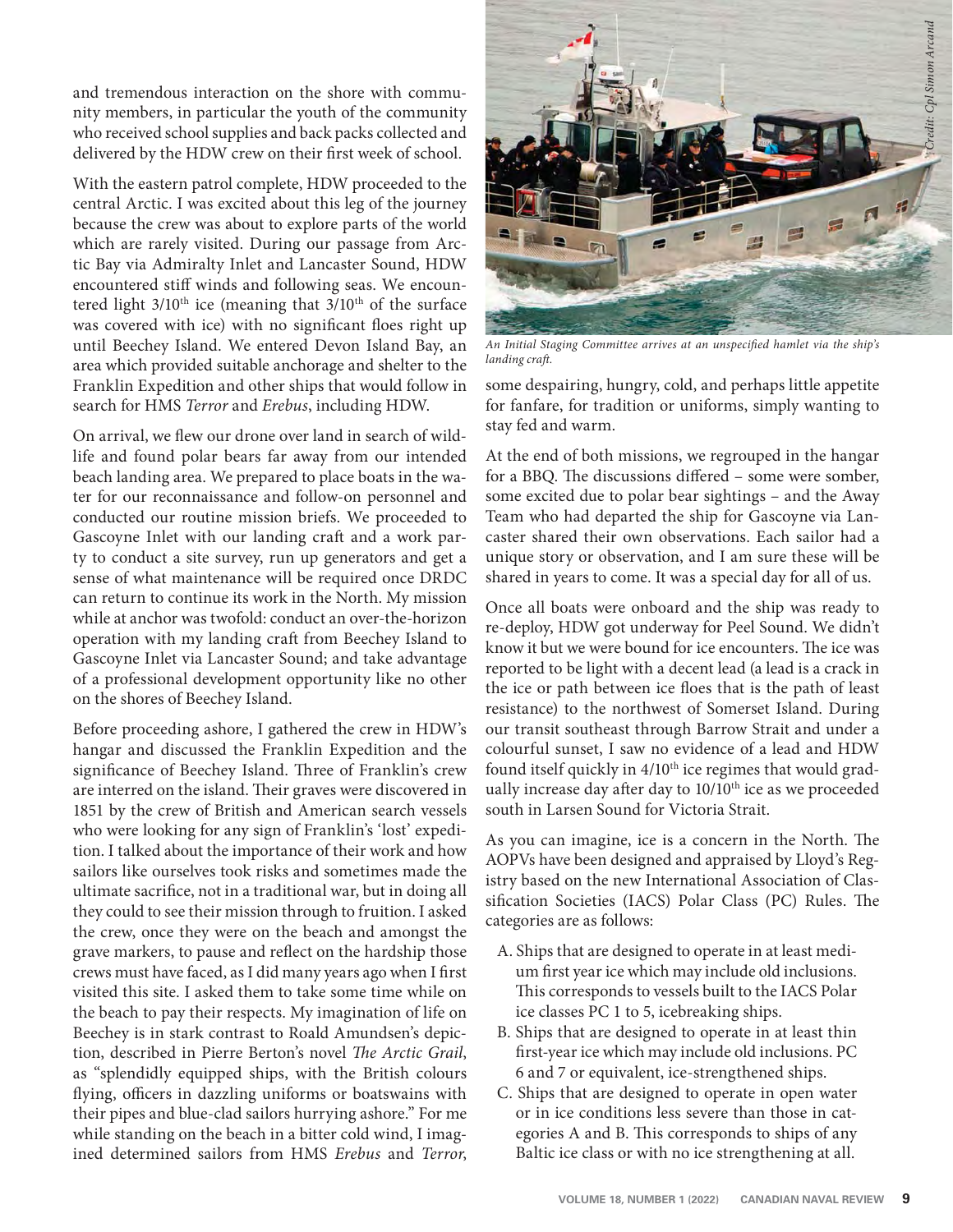and tremendous interaction on the shore with community members, in particular the youth of the community who received school supplies and back packs collected and delivered by the HDW crew on their first week of school.

With the eastern patrol complete, HDW proceeded to the central Arctic. I was excited about this leg of the journey because the crew was about to explore parts of the world which are rarely visited. During our passage from Arctic Bay via Admiralty Inlet and Lancaster Sound, HDW encountered stiff winds and following seas. We encountered light 3/10th ice (meaning that 3/10th of the surface was covered with ice) with no significant floes right up until Beechey Island. We entered Devon Island Bay, an area which provided suitable anchorage and shelter to the Franklin Expedition and other ships that would follow in search for HMS *Terror* and *Erebus*, including HDW.

On arrival, we flew our drone over land in search of wildlife and found polar bears far away from our intended beach landing area. We prepared to place boats in the water for our reconnaissance and follow-on personnel and conducted our routine mission briefs. We proceeded to Gascoyne Inlet with our landing craft and a work party to conduct a site survey, run up generators and get a sense of what maintenance will be required once DRDC can return to continue its work in the North. My mission while at anchor was twofold: conduct an over-the-horizon operation with my landing craft from Beechey Island to Gascoyne Inlet via Lancaster Sound; and take advantage of a professional development opportunity like no other on the shores of Beechey Island.

Before proceeding ashore, I gathered the crew in HDW's hangar and discussed the Franklin Expedition and the significance of Beechey Island. Three of Franklin's crew are interred on the island. Their graves were discovered in 1851 by the crew of British and American search vessels who were looking for any sign of Franklin's 'lost' expedition. I talked about the importance of their work and how sailors like ourselves took risks and sometimes made the ultimate sacrifice, not in a traditional war, but in doing all they could to see their mission through to fruition. I asked the crew, once they were on the beach and amongst the grave markers, to pause and reflect on the hardship those crews must have faced, as I did many years ago when I first visited this site. I asked them to take some time while on the beach to pay their respects. My imagination of life on Beechey is in stark contrast to Roald Amundsen's depiction, described in Pierre Berton's novel *The Arctic Grail*, as "splendidly equipped ships, with the British colours flying, officers in dazzling uniforms or boatswains with their pipes and blue-clad sailors hurrying ashore." For me while standing on the beach in a bitter cold wind, I imagined determined sailors from HMS *Erebus* and *Terror*, some despairing, hungry, cold, and perhaps little appetite for fanfare, for tradition or uniforms, simply wanting to stay fed and warm.

*Credit: Cpl Simon Arcand*

*An Initial Staging Committee arrives at an unspecified hamlet via the ship's landing craft.*

At the end of both missions, we regrouped in the hangar for a BBQ. The discussions differed – some were somber, some excited due to polar bear sightings – and the Away Team who had departed the ship for Gascoyne via Lancaster shared their own observations. Each sailor had a unique story or observation, and I am sure these will be shared in years to come. It was a special day for all of us.

Once all boats were onboard and the ship was ready to re-deploy, HDW got underway for Peel Sound. We didn't know it but we were bound for ice encounters. The ice was reported to be light with a decent lead (a lead is a crack in the ice or path between ice floes that is the path of least resistance) to the northwest of Somerset Island. During our transit southeast through Barrow Strait and under a colourful sunset, I saw no evidence of a lead and HDW found itself quickly in 4/10th ice regimes that would gradually increase day after day to 10/10th ice as we proceeded south in Larsen Sound for Victoria Strait.

As you can imagine, ice is a concern in the North. The AOPVs have been designed and appraised by Lloyd's Registry based on the new International Association of Classification Societies (IACS) Polar Class (PC) Rules. The categories are as follows:

A. Ships that are designed to operate in at least medium first year ice which may include old inclusions. This corresponds to vessels built to the IACS Polar ice classes PC 1 to 5, icebreaking ships.
B. Ships that are designed to operate in at least thin first-year ice which may include old inclusions. PC 6 and 7 or equivalent, ice-strengthened ships.
C. Ships that are designed to operate in open water or in ice conditions less severe than those in categories A and B. This corresponds to ships of any Baltic ice class or with no ice strengthening at all.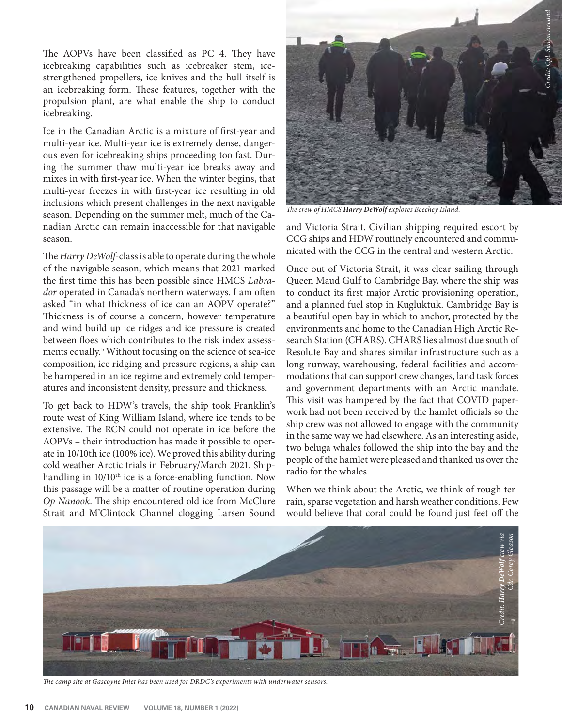The AOPVs have been classified as PC 4. They have icebreaking capabilities such as icebreaker stem, ice-strengthened propellers, ice knives and the hull itself is an icebreaking form. These features, together with the propulsion plant, are what enable the ship to conduct icebreaking.

Ice in the Canadian Arctic is a mixture of first-year and multi-year ice. Multi-year ice is extremely dense, dangerous even for icebreaking ships proceeding too fast. During the summer thaw multi-year ice breaks away and mixes in with first-year ice. When the winter begins, that multi-year freezes in with first-year ice resulting in old inclusions which present challenges in the next navigable season. Depending on the summer melt, much of the Canadian Arctic can remain inaccessible for that navigable season.

The *Harry DeWolf*-class is able to operate during the whole of the navigable season, which means that 2021 marked the first time this has been possible since HMCS *Labrador* operated in Canada's northern waterways. I am often asked "in what thickness of ice can an AOPV operate?" Thickness is of course a concern, however temperature and wind build up ice ridges and ice pressure is created between floes which contributes to the risk index assessments equally.[5] Without focusing on the science of sea-ice composition, ice ridging and pressure regions, a ship can be hampered in an ice regime and extremely cold temperatures and inconsistent density, pressure and thickness.

To get back to HDW's travels, the ship took Franklin's route west of King William Island, where ice tends to be extensive. The RCN could not operate in ice before the AOPVs – their introduction has made it possible to operate in 10/10th ice (100% ice). We proved this ability during cold weather Arctic trials in February/March 2021. Shiphandling in 10/10th ice is a force-enabling function. Now this passage will be a matter of routine operation during *Op Nanook*. The ship encountered old ice from McClure Strait and M'Clintock Channel clogging Larsen Sound and Victoria Strait. Civilian shipping required escort by CCG ships and HDW routinely encountered and communicated with the CCG in the central and western Arctic.

*Credit: Cpl. Simon Arcand*

*The crew of HMCS **Harry DeWolf** explores Beechey Island.*

Once out of Victoria Strait, it was clear sailing through Queen Maud Gulf to Cambridge Bay, where the ship was to conduct its first major Arctic provisioning operation, and a planned fuel stop in Kugluktuk. Cambridge Bay is a beautiful open bay in which to anchor, protected by the environments and home to the Canadian High Arctic Research Station (CHARS). CHARS lies almost due south of Resolute Bay and shares similar infrastructure such as a long runway, warehousing, federal facilities and accommodations that can support crew changes, land task forces and government departments with an Arctic mandate. This visit was hampered by the fact that COVID paperwork had not been received by the hamlet officials so the ship crew was not allowed to engage with the community in the same way we had elsewhere. As an interesting aside, two beluga whales followed the ship into the bay and the people of the hamlet were pleased and thanked us over the radio for the whales.

When we think about the Arctic, we think of rough terrain, sparse vegetation and harsh weather conditions. Few would believe that coral could be found just feet off the

*Credit: **Harry DeWolf** crew via Cdr. Corey Gleason*

*The camp site at Gascoyne Inlet has been used for DRDC's experiments with underwater sensors.*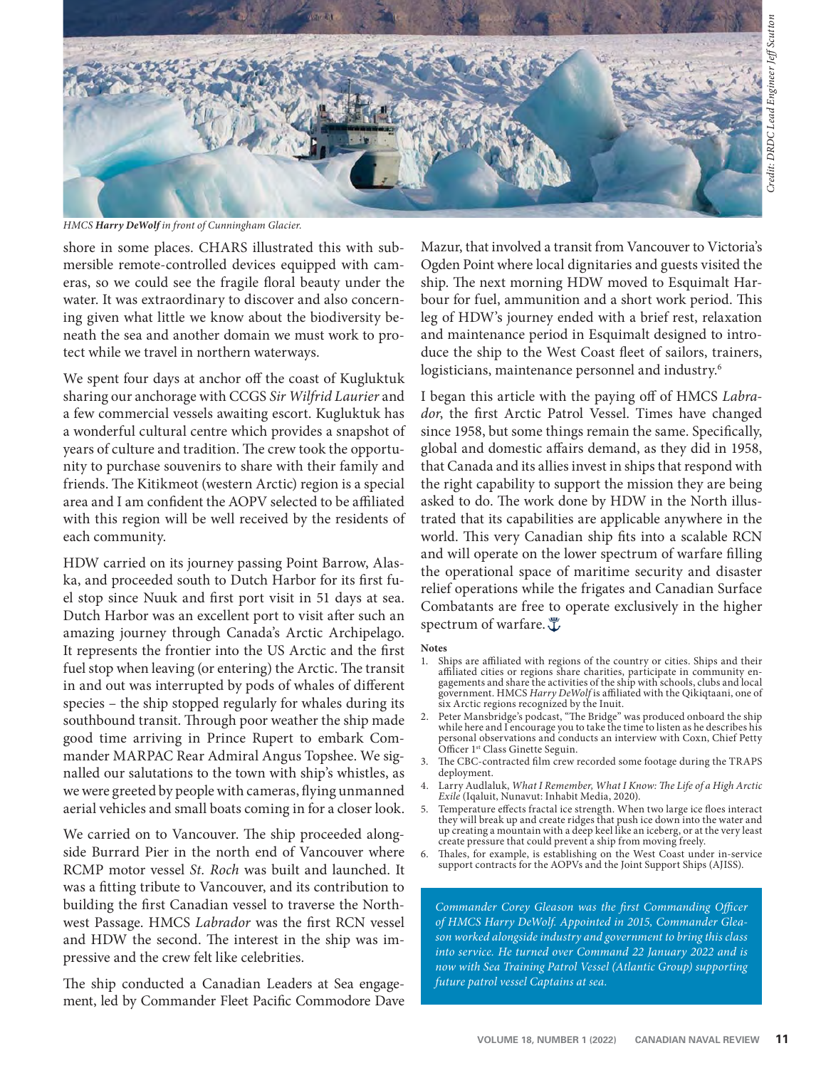HMCS ***Harry DeWolf*** *in front of Cunningham Glacier.*

*Credit: DRDC Lead Engineer Jeff Scutton*

shore in some places. CHARS illustrated this with submersible remote-controlled devices equipped with cameras, so we could see the fragile floral beauty under the water. It was extraordinary to discover and also concerning given what little we know about the biodiversity beneath the sea and another domain we must work to protect while we travel in northern waterways.

We spent four days at anchor off the coast of Kugluktuk sharing our anchorage with CCGS *Sir Wilfrid Laurier* and a few commercial vessels awaiting escort. Kugluktuk has a wonderful cultural centre which provides a snapshot of years of culture and tradition. The crew took the opportunity to purchase souvenirs to share with their family and friends. The Kitikmeot (western Arctic) region is a special area and I am confident the AOPV selected to be affiliated with this region will be well received by the residents of each community.

HDW carried on its journey passing Point Barrow, Alaska, and proceeded south to Dutch Harbor for its first fuel stop since Nuuk and first port visit in 51 days at sea. Dutch Harbor was an excellent port to visit after such an amazing journey through Canada's Arctic Archipelago. It represents the frontier into the US Arctic and the first fuel stop when leaving (or entering) the Arctic. The transit in and out was interrupted by pods of whales of different species – the ship stopped regularly for whales during its southbound transit. Through poor weather the ship made good time arriving in Prince Rupert to embark Commander MARPAC Rear Admiral Angus Topshee. We signalled our salutations to the town with ship's whistles, as we were greeted by people with cameras, flying unmanned aerial vehicles and small boats coming in for a closer look.

We carried on to Vancouver. The ship proceeded alongside Burrard Pier in the north end of Vancouver where RCMP motor vessel *St. Roch* was built and launched. It was a fitting tribute to Vancouver, and its contribution to building the first Canadian vessel to traverse the Northwest Passage. HMCS *Labrador* was the first RCN vessel and HDW the second. The interest in the ship was impressive and the crew felt like celebrities.

The ship conducted a Canadian Leaders at Sea engagement, led by Commander Fleet Pacific Commodore Dave Mazur, that involved a transit from Vancouver to Victoria's Ogden Point where local dignitaries and guests visited the ship. The next morning HDW moved to Esquimalt Harbour for fuel, ammunition and a short work period. This leg of HDW's journey ended with a brief rest, relaxation and maintenance period in Esquimalt designed to introduce the ship to the West Coast fleet of sailors, trainers, logisticians, maintenance personnel and industry.[6]

I began this article with the paying off of HMCS *Labrador*, the first Arctic Patrol Vessel. Times have changed since 1958, but some things remain the same. Specifically, global and domestic affairs demand, as they did in 1958, that Canada and its allies invest in ships that respond with the right capability to support the mission they are being asked to do. The work done by HDW in the North illustrated that its capabilities are applicable anywhere in the world. This very Canadian ship fits into a scalable RCN and will operate on the lower spectrum of warfare filling the operational space of maritime security and disaster relief operations while the frigates and Canadian Surface Combatants are free to operate exclusively in the higher spectrum of warfare.

**Notes**

1. Ships are affiliated with regions of the country or cities. Ships and their affiliated cities or regions share charities, participate in community engagements and share the activities of the ship with schools, clubs and local government. HMCS *Harry DeWolf* is affiliated with the Qikiqtaani, one of six Arctic regions recognized by the Inuit.
2. Peter Mansbridge's podcast, "The Bridge" was produced onboard the ship while here and I encourage you to take the time to listen as he describes his personal observations and conducts an interview with Coxn, Chief Petty Officer 1st Class Ginette Seguin.
3. The CBC-contracted film crew recorded some footage during the TRAPS deployment.
4. Larry Audlaluk, *What I Remember, What I Know: The Life of a High Arctic Exile* (Iqaluit, Nunavut: Inhabit Media, 2020).
5. Temperature effects fractal ice strength. When two large ice floes interact they will break up and create ridges that push ice down into the water and up creating a mountain with a deep keel like an iceberg, or at the very least create pressure that could prevent a ship from moving freely.
6. Thales, for example, is establishing on the West Coast under in-service support contracts for the AOPVs and the Joint Support Ships (AJISS).

*Commander Corey Gleason was the first Commanding Officer of HMCS Harry DeWolf. Appointed in 2015, Commander Gleason worked alongside industry and government to bring this class into service. He turned over Command 22 January 2022 and is now with Sea Training Patrol Vessel (Atlantic Group) supporting future patrol vessel Captains at sea.*